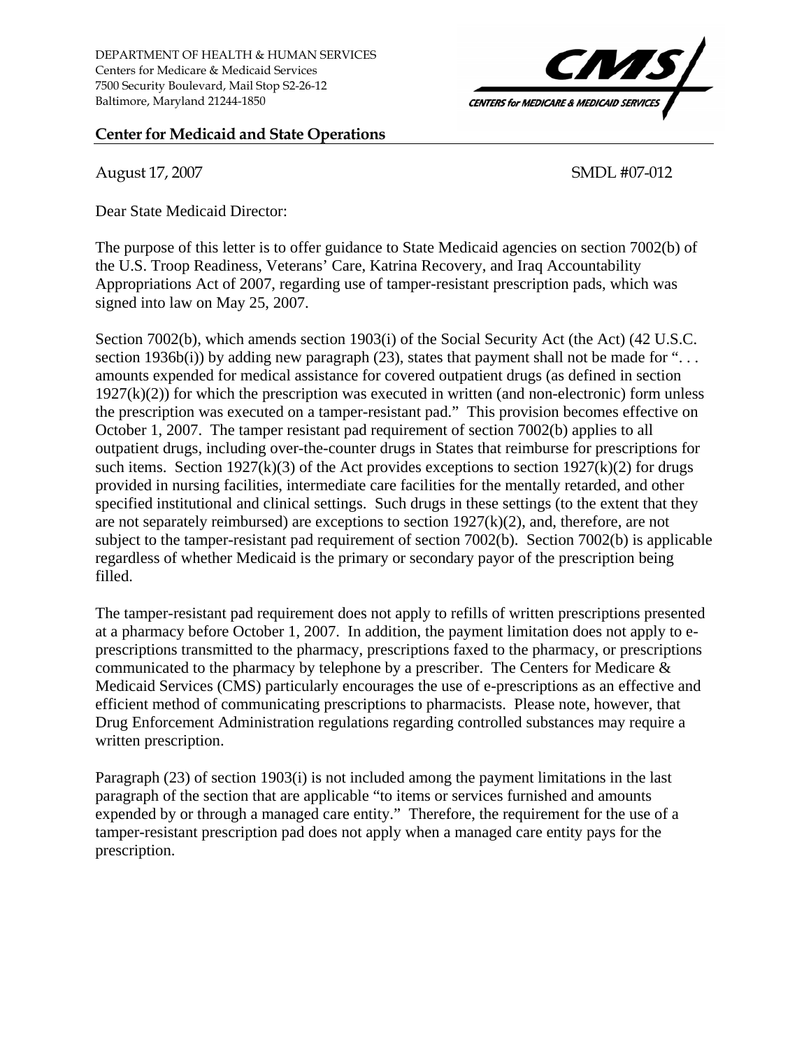DEPARTMENT OF HEALTH & HUMAN SERVICES
Centers for Medicare & Medicaid Services
7500 Security Boulevard, Mail Stop S2-26-12
Baltimore, Maryland 21244-1850

CMS
CENTERS for MEDICARE & MEDICAID SERVICES

**Center for Medicaid and State Operations**

August 17, 2007 SMDL #07-012

Dear State Medicaid Director:

The purpose of this letter is to offer guidance to State Medicaid agencies on section 7002(b) of the U.S. Troop Readiness, Veterans' Care, Katrina Recovery, and Iraq Accountability Appropriations Act of 2007, regarding use of tamper-resistant prescription pads, which was signed into law on May 25, 2007.

Section 7002(b), which amends section 1903(i) of the Social Security Act (the Act) (42 U.S.C. section 1936b(i)) by adding new paragraph (23), states that payment shall not be made for ". . . amounts expended for medical assistance for covered outpatient drugs (as defined in section 1927(k)(2)) for which the prescription was executed in written (and non-electronic) form unless the prescription was executed on a tamper-resistant pad." This provision becomes effective on October 1, 2007. The tamper resistant pad requirement of section 7002(b) applies to all outpatient drugs, including over-the-counter drugs in States that reimburse for prescriptions for such items. Section 1927(k)(3) of the Act provides exceptions to section 1927(k)(2) for drugs provided in nursing facilities, intermediate care facilities for the mentally retarded, and other specified institutional and clinical settings. Such drugs in these settings (to the extent that they are not separately reimbursed) are exceptions to section 1927(k)(2), and, therefore, are not subject to the tamper-resistant pad requirement of section 7002(b). Section 7002(b) is applicable regardless of whether Medicaid is the primary or secondary payor of the prescription being filled.

The tamper-resistant pad requirement does not apply to refills of written prescriptions presented at a pharmacy before October 1, 2007. In addition, the payment limitation does not apply to e-prescriptions transmitted to the pharmacy, prescriptions faxed to the pharmacy, or prescriptions communicated to the pharmacy by telephone by a prescriber. The Centers for Medicare & Medicaid Services (CMS) particularly encourages the use of e-prescriptions as an effective and efficient method of communicating prescriptions to pharmacists. Please note, however, that Drug Enforcement Administration regulations regarding controlled substances may require a written prescription.

Paragraph (23) of section 1903(i) is not included among the payment limitations in the last paragraph of the section that are applicable "to items or services furnished and amounts expended by or through a managed care entity." Therefore, the requirement for the use of a tamper-resistant prescription pad does not apply when a managed care entity pays for the prescription.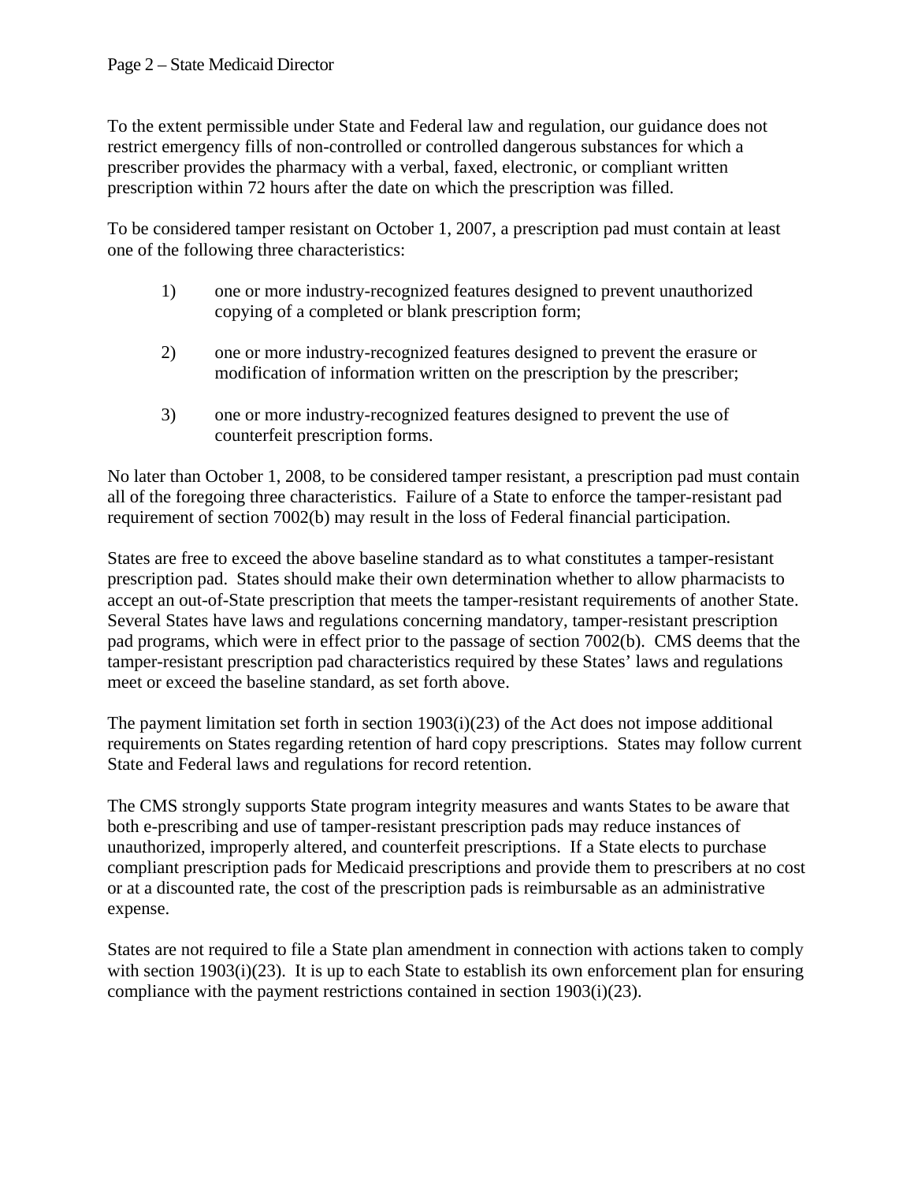To the extent permissible under State and Federal law and regulation, our guidance does not restrict emergency fills of non-controlled or controlled dangerous substances for which a prescriber provides the pharmacy with a verbal, faxed, electronic, or compliant written prescription within 72 hours after the date on which the prescription was filled.

To be considered tamper resistant on October 1, 2007, a prescription pad must contain at least one of the following three characteristics:

1) one or more industry-recognized features designed to prevent unauthorized copying of a completed or blank prescription form;

2) one or more industry-recognized features designed to prevent the erasure or modification of information written on the prescription by the prescriber;

3) one or more industry-recognized features designed to prevent the use of counterfeit prescription forms.

No later than October 1, 2008, to be considered tamper resistant, a prescription pad must contain all of the foregoing three characteristics. Failure of a State to enforce the tamper-resistant pad requirement of section 7002(b) may result in the loss of Federal financial participation.

States are free to exceed the above baseline standard as to what constitutes a tamper-resistant prescription pad. States should make their own determination whether to allow pharmacists to accept an out-of-State prescription that meets the tamper-resistant requirements of another State. Several States have laws and regulations concerning mandatory, tamper-resistant prescription pad programs, which were in effect prior to the passage of section 7002(b). CMS deems that the tamper-resistant prescription pad characteristics required by these States' laws and regulations meet or exceed the baseline standard, as set forth above.

The payment limitation set forth in section 1903(i)(23) of the Act does not impose additional requirements on States regarding retention of hard copy prescriptions. States may follow current State and Federal laws and regulations for record retention.

The CMS strongly supports State program integrity measures and wants States to be aware that both e-prescribing and use of tamper-resistant prescription pads may reduce instances of unauthorized, improperly altered, and counterfeit prescriptions. If a State elects to purchase compliant prescription pads for Medicaid prescriptions and provide them to prescribers at no cost or at a discounted rate, the cost of the prescription pads is reimbursable as an administrative expense.

States are not required to file a State plan amendment in connection with actions taken to comply with section 1903(i)(23). It is up to each State to establish its own enforcement plan for ensuring compliance with the payment restrictions contained in section 1903(i)(23).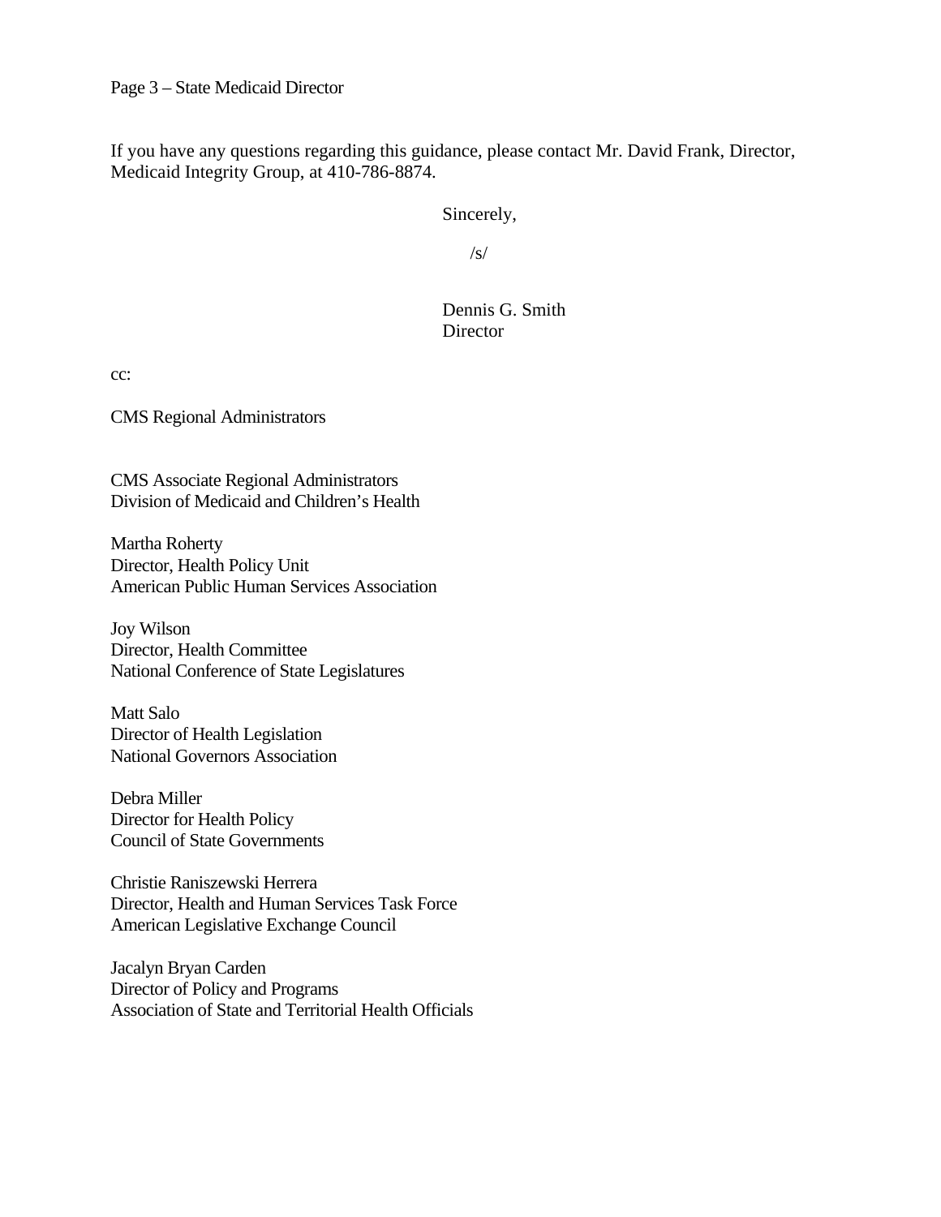If you have any questions regarding this guidance, please contact Mr. David Frank, Director, Medicaid Integrity Group, at 410-786-8874.

Sincerely,

/s/

Dennis G. Smith
Director

cc:

CMS Regional Administrators

CMS Associate Regional Administrators
Division of Medicaid and Children's Health

Martha Roherty
Director, Health Policy Unit
American Public Human Services Association

Joy Wilson
Director, Health Committee
National Conference of State Legislatures

Matt Salo
Director of Health Legislation
National Governors Association

Debra Miller
Director for Health Policy
Council of State Governments

Christie Raniszewski Herrera
Director, Health and Human Services Task Force
American Legislative Exchange Council

Jacalyn Bryan Carden
Director of Policy and Programs
Association of State and Territorial Health Officials